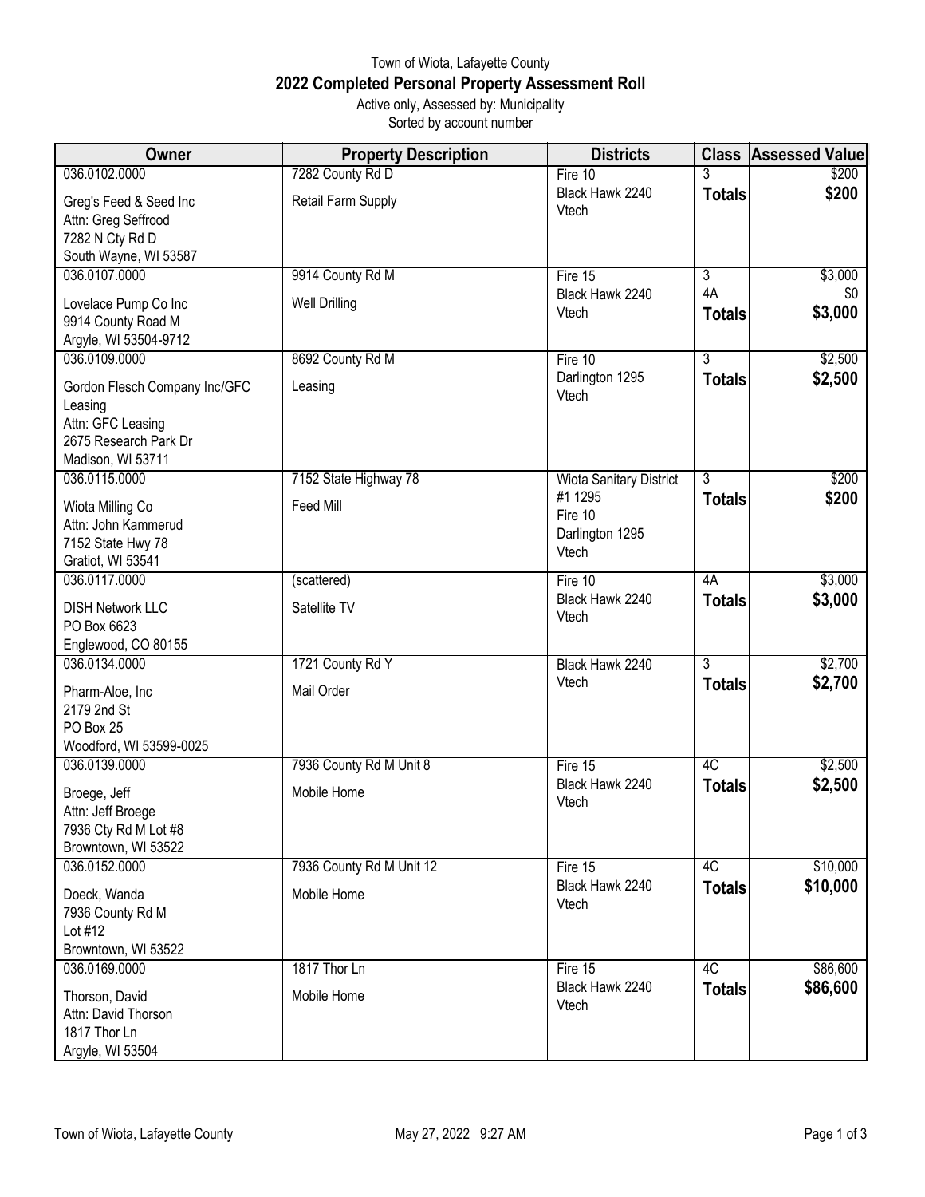Town of Wiota, Lafayette County

# 2022 Completed Personal Property Assessment Roll

Active only, Assessed by: Municipality

Sorted by account number

| Owner | Property Description | Districts | Class | Assessed Value |
|---|---|---|---|---|
| 036.0102.0000<br>Greg's Feed & Seed Inc<br>Attn: Greg Seffrood<br>7282 N Cty Rd D<br>South Wayne, WI 53587 | 7282 County Rd D<br>Retail Farm Supply | Fire 10<br>Black Hawk 2240<br>Vtech | 3<br>**Totals** | $200<br>**$200** |
| 036.0107.0000<br>Lovelace Pump Co Inc<br>9914 County Road M<br>Argyle, WI 53504-9712 | 9914 County Rd M<br>Well Drilling | Fire 15<br>Black Hawk 2240<br>Vtech | 3<br>4A<br>**Totals** | $3,000<br>$0<br>**$3,000** |
| 036.0109.0000<br>Gordon Flesch Company Inc/GFC Leasing<br>Attn: GFC Leasing<br>2675 Research Park Dr<br>Madison, WI 53711 | 8692 County Rd M<br>Leasing | Fire 10<br>Darlington 1295<br>Vtech | 3<br>**Totals** | $2,500<br>**$2,500** |
| 036.0115.0000<br>Wiota Milling Co<br>Attn: John Kammerud<br>7152 State Hwy 78<br>Gratiot, WI 53541 | 7152 State Highway 78<br>Feed Mill | Wiota Sanitary District #1 1295<br>Fire 10<br>Darlington 1295<br>Vtech | 3<br>**Totals** | $200<br>**$200** |
| 036.0117.0000<br>DISH Network LLC<br>PO Box 6623<br>Englewood, CO 80155 | (scattered)<br>Satellite TV | Fire 10<br>Black Hawk 2240<br>Vtech | 4A<br>**Totals** | $3,000<br>**$3,000** |
| 036.0134.0000<br>Pharm-Aloe, Inc<br>2179 2nd St<br>PO Box 25<br>Woodford, WI 53599-0025 | 1721 County Rd Y<br>Mail Order | Black Hawk 2240<br>Vtech | 3<br>**Totals** | $2,700<br>**$2,700** |
| 036.0139.0000<br>Broege, Jeff<br>Attn: Jeff Broege<br>7936 Cty Rd M Lot #8<br>Browntown, WI 53522 | 7936 County Rd M Unit 8<br>Mobile Home | Fire 15<br>Black Hawk 2240<br>Vtech | 4C<br>**Totals** | $2,500<br>**$2,500** |
| 036.0152.0000<br>Doeck, Wanda<br>7936 County Rd M<br>Lot #12<br>Browntown, WI 53522 | 7936 County Rd M Unit 12<br>Mobile Home | Fire 15<br>Black Hawk 2240<br>Vtech | 4C<br>**Totals** | $10,000<br>**$10,000** |
| 036.0169.0000<br>Thorson, David<br>Attn: David Thorson<br>1817 Thor Ln<br>Argyle, WI 53504 | 1817 Thor Ln<br>Mobile Home | Fire 15<br>Black Hawk 2240<br>Vtech | 4C<br>**Totals** | $86,600<br>**$86,600** |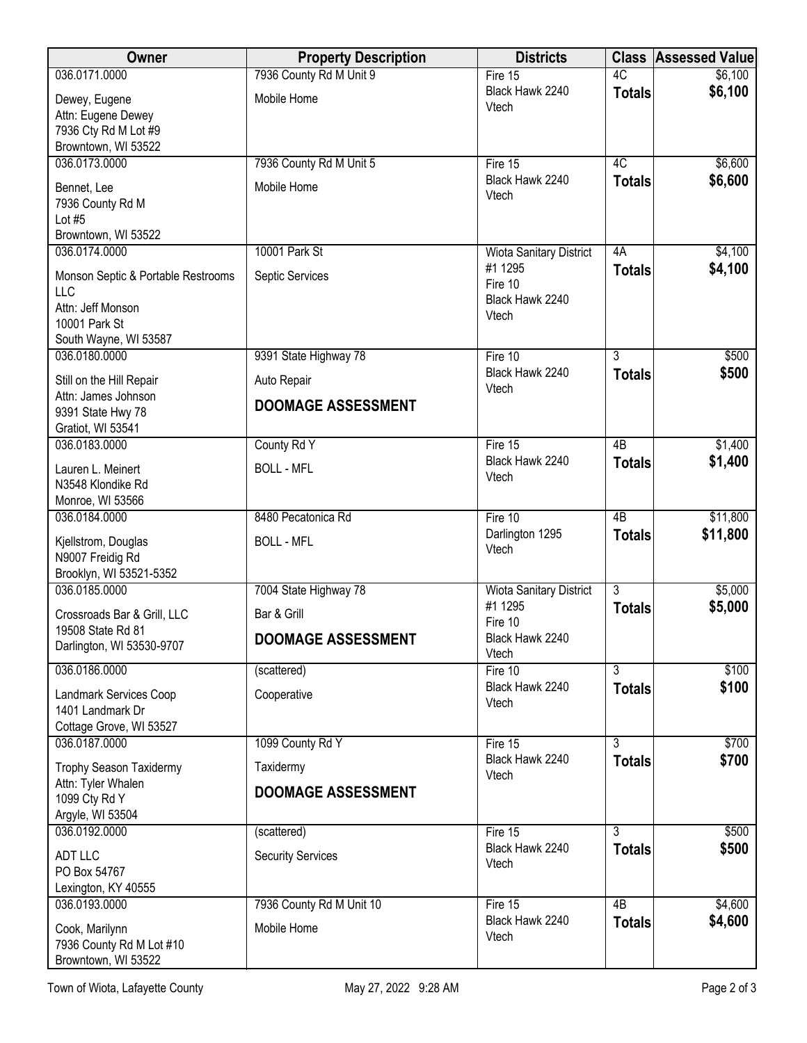| Owner | Property Description | Districts | Class | Assessed Value |
|---|---|---|---|---|
| 036.0171.0000<br>Dewey, Eugene<br>Attn: Eugene Dewey<br>7936 Cty Rd M Lot #9<br>Browntown, WI 53522 | 7936 County Rd M Unit 9<br>Mobile Home | Fire 15<br>Black Hawk 2240<br>Vtech | 4C<br>**Totals** | $6,100<br>**$6,100** |
| 036.0173.0000<br>Bennet, Lee<br>7936 County Rd M<br>Lot #5<br>Browntown, WI 53522 | 7936 County Rd M Unit 5<br>Mobile Home | Fire 15<br>Black Hawk 2240<br>Vtech | 4C<br>**Totals** | $6,600<br>**$6,600** |
| 036.0174.0000<br>Monson Septic & Portable Restrooms LLC<br>Attn: Jeff Monson<br>10001 Park St<br>South Wayne, WI 53587 | 10001 Park St<br>Septic Services | Wiota Sanitary District #1 1295<br>Fire 10<br>Black Hawk 2240<br>Vtech | 4A<br>**Totals** | $4,100<br>**$4,100** |
| 036.0180.0000<br>Still on the Hill Repair<br>Attn: James Johnson<br>9391 State Hwy 78<br>Gratiot, WI 53541 | 9391 State Highway 78<br>Auto Repair<br>**DOOMAGE ASSESSMENT** | Fire 10<br>Black Hawk 2240<br>Vtech | 3<br>**Totals** | $500<br>**$500** |
| 036.0183.0000<br>Lauren L. Meinert<br>N3548 Klondike Rd<br>Monroe, WI 53566 | County Rd Y<br>BOLL - MFL | Fire 15<br>Black Hawk 2240<br>Vtech | 4B<br>**Totals** | $1,400<br>**$1,400** |
| 036.0184.0000<br>Kjellstrom, Douglas<br>N9007 Freidig Rd<br>Brooklyn, WI 53521-5352 | 8480 Pecatonica Rd<br>BOLL - MFL | Fire 10<br>Darlington 1295<br>Vtech | 4B<br>**Totals** | $11,800<br>**$11,800** |
| 036.0185.0000<br>Crossroads Bar & Grill, LLC<br>19508 State Rd 81<br>Darlington, WI 53530-9707 | 7004 State Highway 78<br>Bar & Grill<br>**DOOMAGE ASSESSMENT** | Wiota Sanitary District #1 1295<br>Fire 10<br>Black Hawk 2240<br>Vtech | 3<br>**Totals** | $5,000<br>**$5,000** |
| 036.0186.0000<br>Landmark Services Coop<br>1401 Landmark Dr<br>Cottage Grove, WI 53527 | (scattered)<br>Cooperative | Fire 10<br>Black Hawk 2240<br>Vtech | 3<br>**Totals** | $100<br>**$100** |
| 036.0187.0000<br>Trophy Season Taxidermy<br>Attn: Tyler Whalen<br>1099 Cty Rd Y<br>Argyle, WI 53504 | 1099 County Rd Y<br>Taxidermy<br>**DOOMAGE ASSESSMENT** | Fire 15<br>Black Hawk 2240<br>Vtech | 3<br>**Totals** | $700<br>**$700** |
| 036.0192.0000<br>ADT LLC<br>PO Box 54767<br>Lexington, KY 40555 | (scattered)<br>Security Services | Fire 15<br>Black Hawk 2240<br>Vtech | 3<br>**Totals** | $500<br>**$500** |
| 036.0193.0000<br>Cook, Marilynn<br>7936 County Rd M Lot #10<br>Browntown, WI 53522 | 7936 County Rd M Unit 10<br>Mobile Home | Fire 15<br>Black Hawk 2240<br>Vtech | 4B<br>**Totals** | $4,600<br>**$4,600** |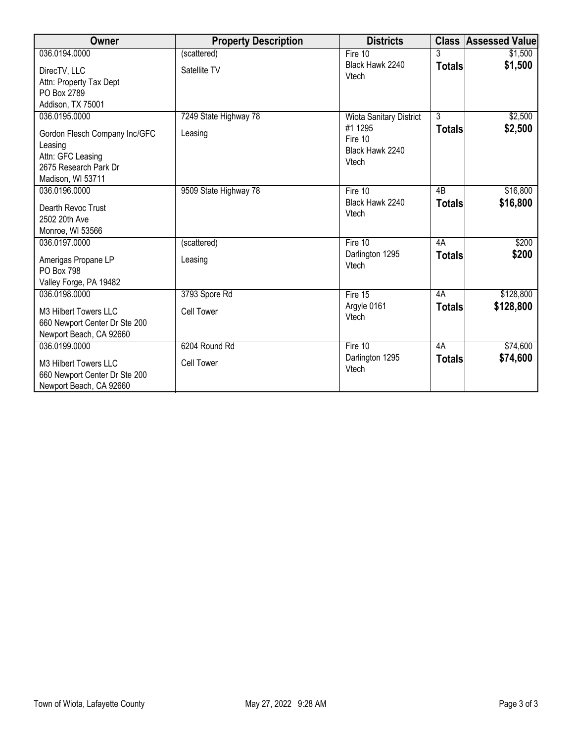| Owner | Property Description | Districts | Class | Assessed Value |
|---|---|---|---|---|
| 036.0194.0000<br>DirecTV, LLC<br>Attn: Property Tax Dept<br>PO Box 2789<br>Addison, TX 75001 | (scattered)<br>Satellite TV | Fire 10<br>Black Hawk 2240<br>Vtech | 3<br>**Totals** | $1,500<br>**$1,500** |
| 036.0195.0000<br>Gordon Flesch Company Inc/GFC Leasing<br>Attn: GFC Leasing<br>2675 Research Park Dr<br>Madison, WI 53711 | 7249 State Highway 78<br>Leasing | Wiota Sanitary District #1 1295<br>Fire 10<br>Black Hawk 2240<br>Vtech | 3<br>**Totals** | $2,500<br>**$2,500** |
| 036.0196.0000<br>Dearth Revoc Trust<br>2502 20th Ave<br>Monroe, WI 53566 | 9509 State Highway 78 | Fire 10<br>Black Hawk 2240<br>Vtech | 4B<br>**Totals** | $16,800<br>**$16,800** |
| 036.0197.0000<br>Amerigas Propane LP<br>PO Box 798<br>Valley Forge, PA 19482 | (scattered)<br>Leasing | Fire 10<br>Darlington 1295<br>Vtech | 4A<br>**Totals** | $200<br>**$200** |
| 036.0198.0000<br>M3 Hilbert Towers LLC<br>660 Newport Center Dr Ste 200<br>Newport Beach, CA 92660 | 3793 Spore Rd<br>Cell Tower | Fire 15<br>Argyle 0161<br>Vtech | 4A<br>**Totals** | $128,800<br>**$128,800** |
| 036.0199.0000<br>M3 Hilbert Towers LLC<br>660 Newport Center Dr Ste 200<br>Newport Beach, CA 92660 | 6204 Round Rd<br>Cell Tower | Fire 10<br>Darlington 1295<br>Vtech | 4A<br>**Totals** | $74,600<br>**$74,600** |

Town of Wiota, Lafayette County May 27, 2022 9:28 AM